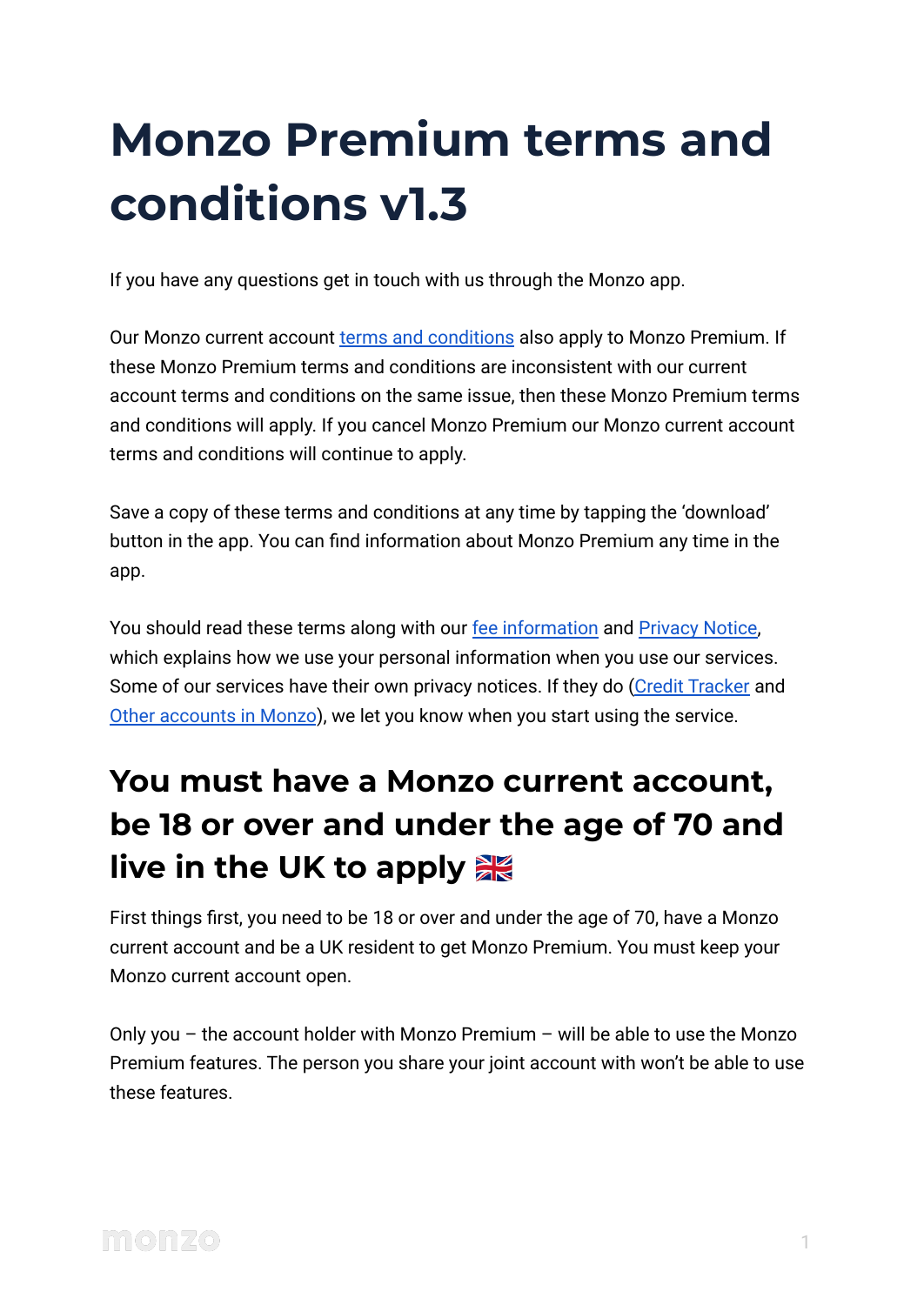# Monzo Premium terms and conditions v1.3

If you have any questions get in touch with us through the Monzo app.

Our Monzo current account terms and conditions also apply to Monzo Premium. If these Monzo Premium terms and conditions are inconsistent with our current account terms and conditions on the same issue, then these Monzo Premium terms and conditions will apply. If you cancel Monzo Premium our Monzo current account terms and conditions will continue to apply.

Save a copy of these terms and conditions at any time by tapping the 'download' button in the app. You can find information about Monzo Premium any time in the app.

You should read these terms along with our fee information and Privacy Notice, which explains how we use your personal information when you use our services. Some of our services have their own privacy notices. If they do (Credit Tracker and Other accounts in Monzo), we let you know when you start using the service.

## You must have a Monzo current account, be 18 or over and under the age of 70 and live in the UK to apply 🇬🇧

First things first, you need to be 18 or over and under the age of 70, have a Monzo current account and be a UK resident to get Monzo Premium. You must keep your Monzo current account open.

Only you – the account holder with Monzo Premium – will be able to use the Monzo Premium features. The person you share your joint account with won't be able to use these features.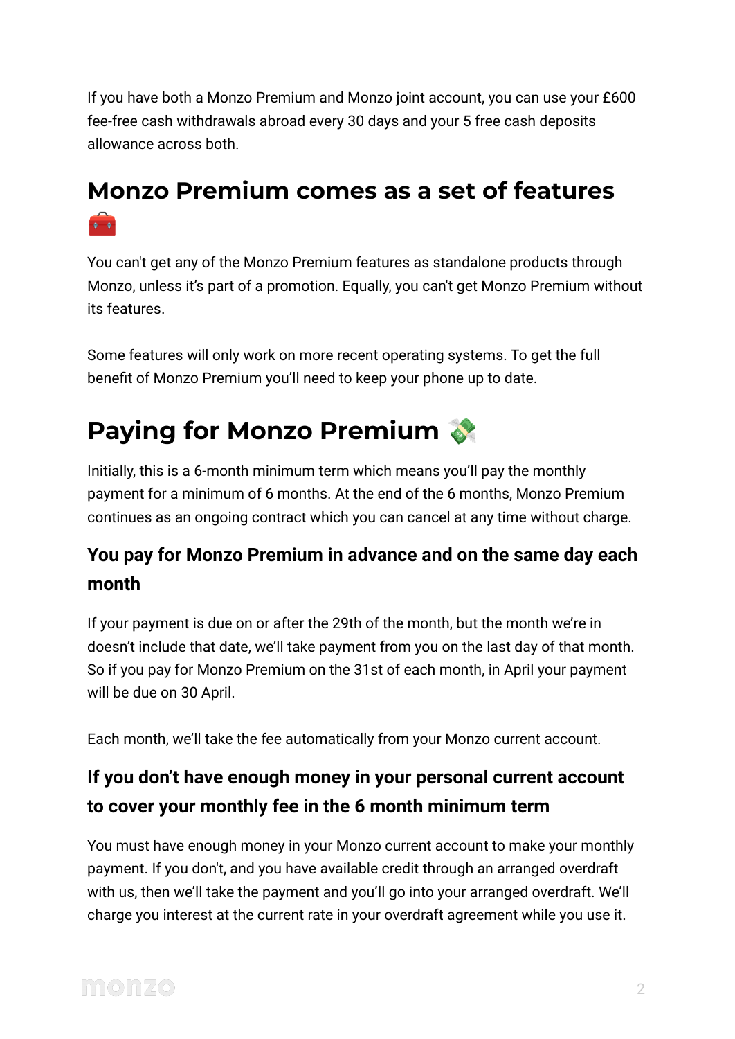If you have both a Monzo Premium and Monzo joint account, you can use your £600 fee-free cash withdrawals abroad every 30 days and your 5 free cash deposits allowance across both.

## Monzo Premium comes as a set of features 🧰

You can't get any of the Monzo Premium features as standalone products through Monzo, unless it's part of a promotion. Equally, you can't get Monzo Premium without its features.

Some features will only work on more recent operating systems. To get the full benefit of Monzo Premium you'll need to keep your phone up to date.

# Paying for Monzo Premium 💸

Initially, this is a 6-month minimum term which means you'll pay the monthly payment for a minimum of 6 months. At the end of the 6 months, Monzo Premium continues as an ongoing contract which you can cancel at any time without charge.

### You pay for Monzo Premium in advance and on the same day each month

If your payment is due on or after the 29th of the month, but the month we're in doesn't include that date, we'll take payment from you on the last day of that month. So if you pay for Monzo Premium on the 31st of each month, in April your payment will be due on 30 April.

Each month, we'll take the fee automatically from your Monzo current account.

### If you don't have enough money in your personal current account to cover your monthly fee in the 6 month minimum term

You must have enough money in your Monzo current account to make your monthly payment. If you don't, and you have available credit through an arranged overdraft with us, then we'll take the payment and you'll go into your arranged overdraft. We'll charge you interest at the current rate in your overdraft agreement while you use it.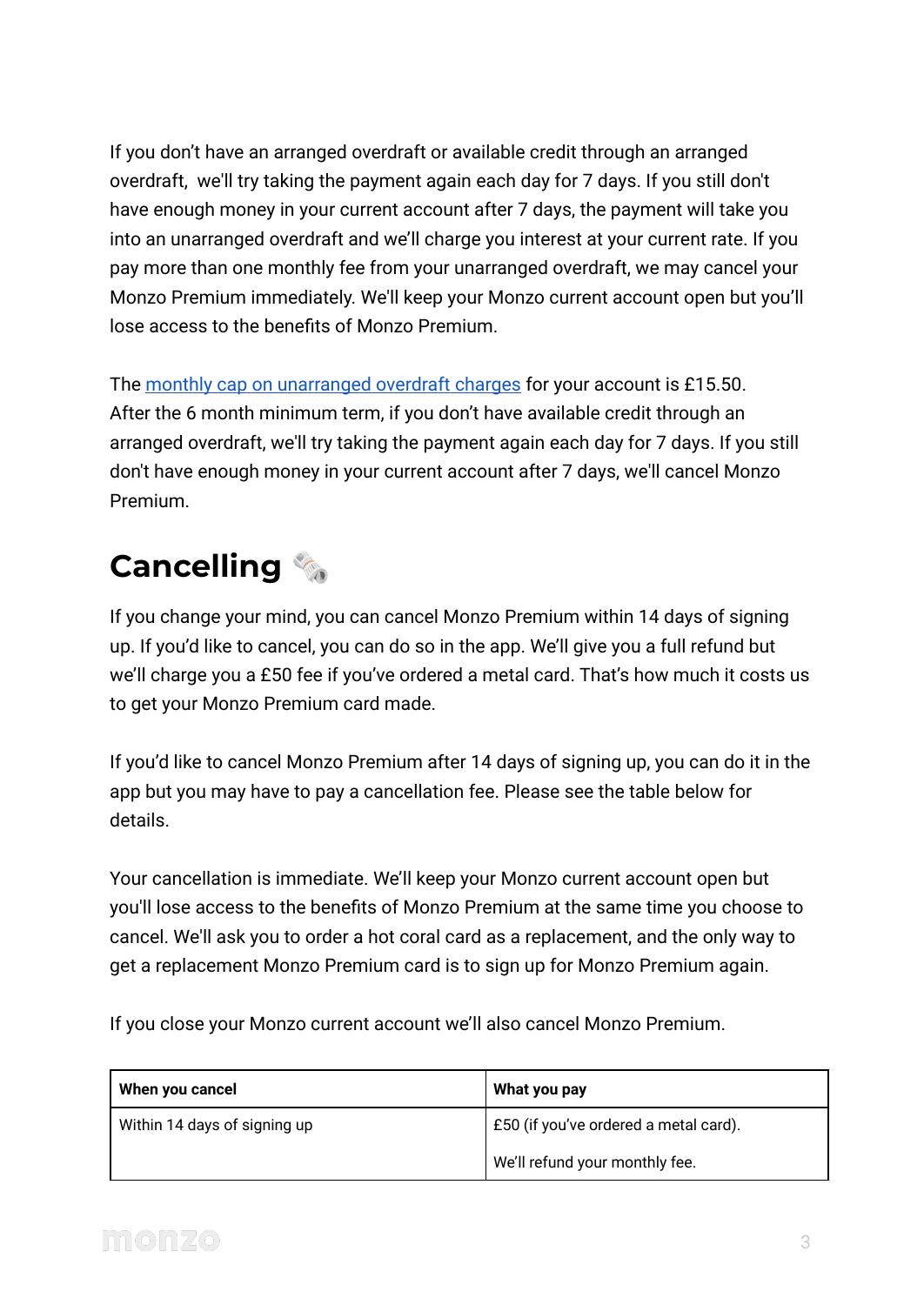If you don't have an arranged overdraft or available credit through an arranged overdraft, we'll try taking the payment again each day for 7 days. If you still don't have enough money in your current account after 7 days, the payment will take you into an unarranged overdraft and we'll charge you interest at your current rate. If you pay more than one monthly fee from your unarranged overdraft, we may cancel your Monzo Premium immediately. We'll keep your Monzo current account open but you'll lose access to the benefits of Monzo Premium.

The [monthly cap on unarranged overdraft charges]() for your account is £15.50. After the 6 month minimum term, if you don't have available credit through an arranged overdraft, we'll try taking the payment again each day for 7 days. If you still don't have enough money in your current account after 7 days, we'll cancel Monzo Premium.

## Cancelling 🗞️

If you change your mind, you can cancel Monzo Premium within 14 days of signing up. If you'd like to cancel, you can do so in the app. We'll give you a full refund but we'll charge you a £50 fee if you've ordered a metal card. That's how much it costs us to get your Monzo Premium card made.

If you'd like to cancel Monzo Premium after 14 days of signing up, you can do it in the app but you may have to pay a cancellation fee. Please see the table below for details.

Your cancellation is immediate. We'll keep your Monzo current account open but you'll lose access to the benefits of Monzo Premium at the same time you choose to cancel. We'll ask you to order a hot coral card as a replacement, and the only way to get a replacement Monzo Premium card is to sign up for Monzo Premium again.

If you close your Monzo current account we'll also cancel Monzo Premium.

| When you cancel | What you pay |
| --- | --- |
| Within 14 days of signing up | £50 (if you've ordered a metal card).<br><br>We'll refund your monthly fee. |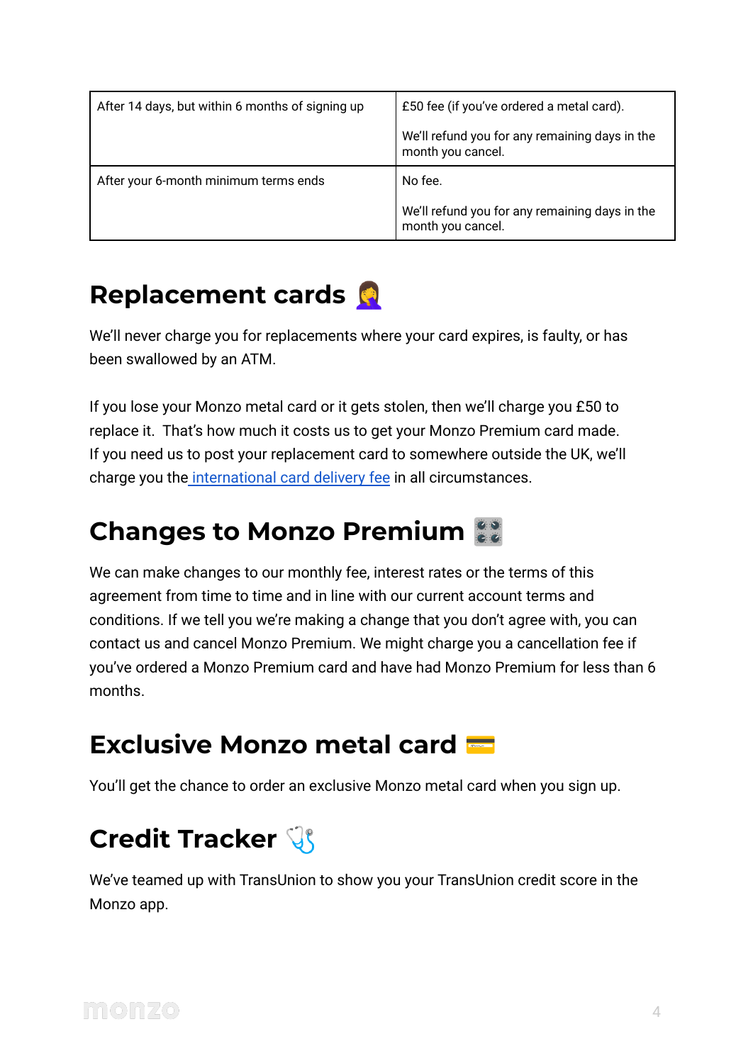| After 14 days, but within 6 months of signing up | £50 fee (if you've ordered a metal card).<br><br>We'll refund you for any remaining days in the month you cancel. |
|---|---|
| After your 6-month minimum terms ends | No fee.<br><br>We'll refund you for any remaining days in the month you cancel. |

## Replacement cards 🤦‍♀️

We'll never charge you for replacements where your card expires, is faulty, or has been swallowed by an ATM.

If you lose your Monzo metal card or it gets stolen, then we'll charge you £50 to replace it. That's how much it costs us to get your Monzo Premium card made. If you need us to post your replacement card to somewhere outside the UK, we'll charge you the international card delivery fee in all circumstances.

## Changes to Monzo Premium 🎛️

We can make changes to our monthly fee, interest rates or the terms of this agreement from time to time and in line with our current account terms and conditions. If we tell you we're making a change that you don't agree with, you can contact us and cancel Monzo Premium. We might charge you a cancellation fee if you've ordered a Monzo Premium card and have had Monzo Premium for less than 6 months.

## Exclusive Monzo metal card 💳

You'll get the chance to order an exclusive Monzo metal card when you sign up.

## Credit Tracker 🩺

We've teamed up with TransUnion to show you your TransUnion credit score in the Monzo app.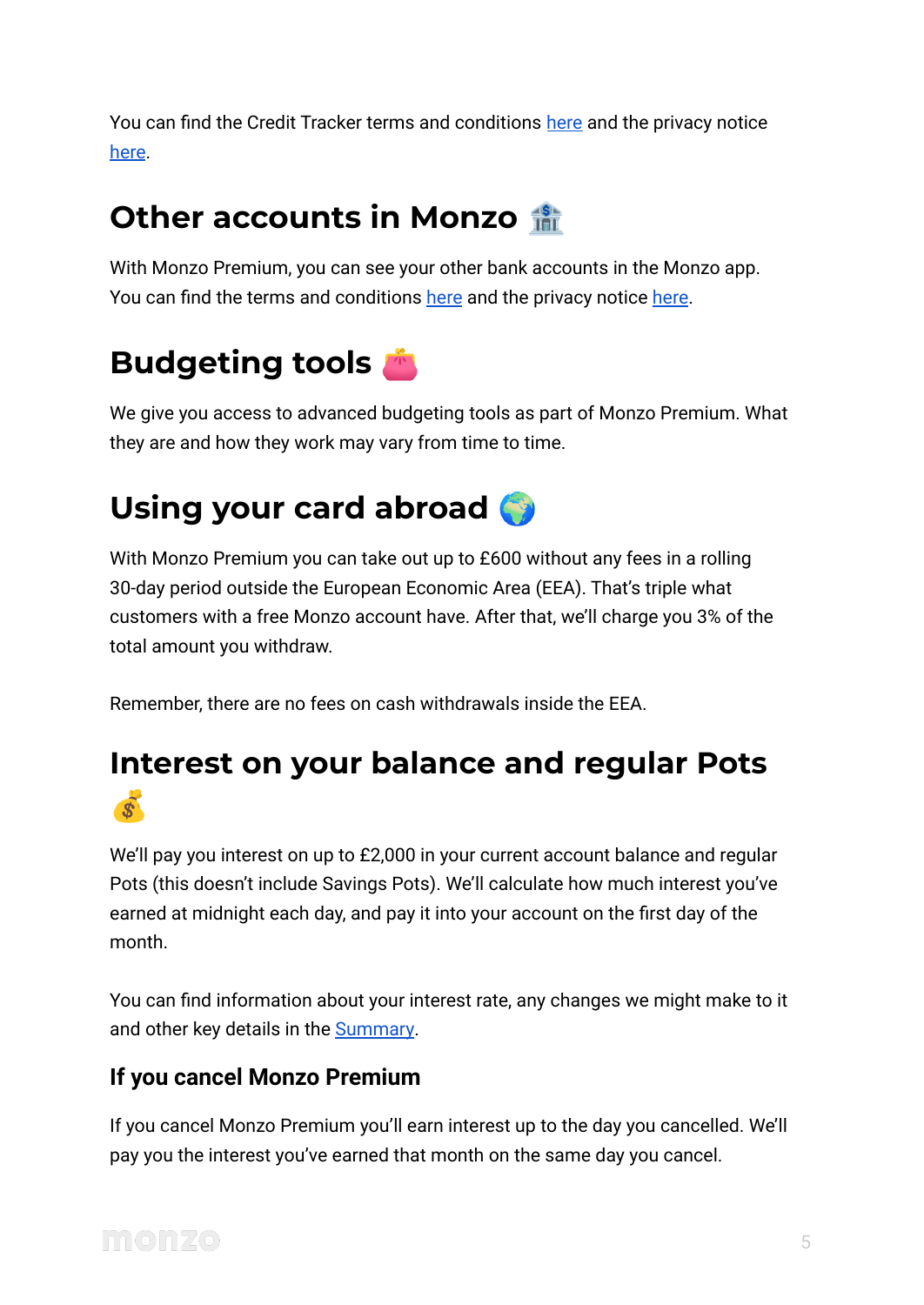You can find the Credit Tracker terms and conditions here and the privacy notice here.

## Other accounts in Monzo 🏦

With Monzo Premium, you can see your other bank accounts in the Monzo app. You can find the terms and conditions here and the privacy notice here.

## Budgeting tools 👛

We give you access to advanced budgeting tools as part of Monzo Premium. What they are and how they work may vary from time to time.

## Using your card abroad 🌍

With Monzo Premium you can take out up to £600 without any fees in a rolling 30-day period outside the European Economic Area (EEA). That's triple what customers with a free Monzo account have. After that, we'll charge you 3% of the total amount you withdraw.

Remember, there are no fees on cash withdrawals inside the EEA.

## Interest on your balance and regular Pots 💰

We'll pay you interest on up to £2,000 in your current account balance and regular Pots (this doesn't include Savings Pots). We'll calculate how much interest you've earned at midnight each day, and pay it into your account on the first day of the month.

You can find information about your interest rate, any changes we might make to it and other key details in the Summary.

### If you cancel Monzo Premium

If you cancel Monzo Premium you'll earn interest up to the day you cancelled. We'll pay you the interest you've earned that month on the same day you cancel.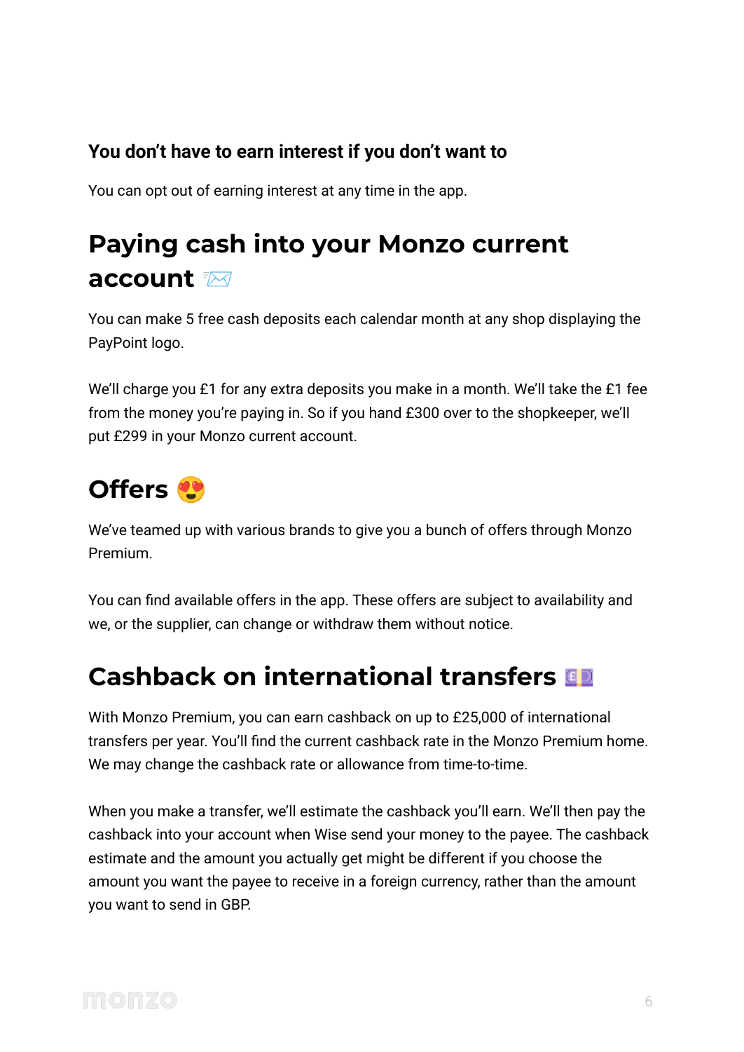### You don't have to earn interest if you don't want to

You can opt out of earning interest at any time in the app.

## Paying cash into your Monzo current account 📨

You can make 5 free cash deposits each calendar month at any shop displaying the PayPoint logo.

We'll charge you £1 for any extra deposits you make in a month. We'll take the £1 fee from the money you're paying in. So if you hand £300 over to the shopkeeper, we'll put £299 in your Monzo current account.

## Offers 😍

We've teamed up with various brands to give you a bunch of offers through Monzo Premium.

You can find available offers in the app. These offers are subject to availability and we, or the supplier, can change or withdraw them without notice.

## Cashback on international transfers 💷

With Monzo Premium, you can earn cashback on up to £25,000 of international transfers per year. You'll find the current cashback rate in the Monzo Premium home. We may change the cashback rate or allowance from time-to-time.

When you make a transfer, we'll estimate the cashback you'll earn. We'll then pay the cashback into your account when Wise send your money to the payee. The cashback estimate and the amount you actually get might be different if you choose the amount you want the payee to receive in a foreign currency, rather than the amount you want to send in GBP.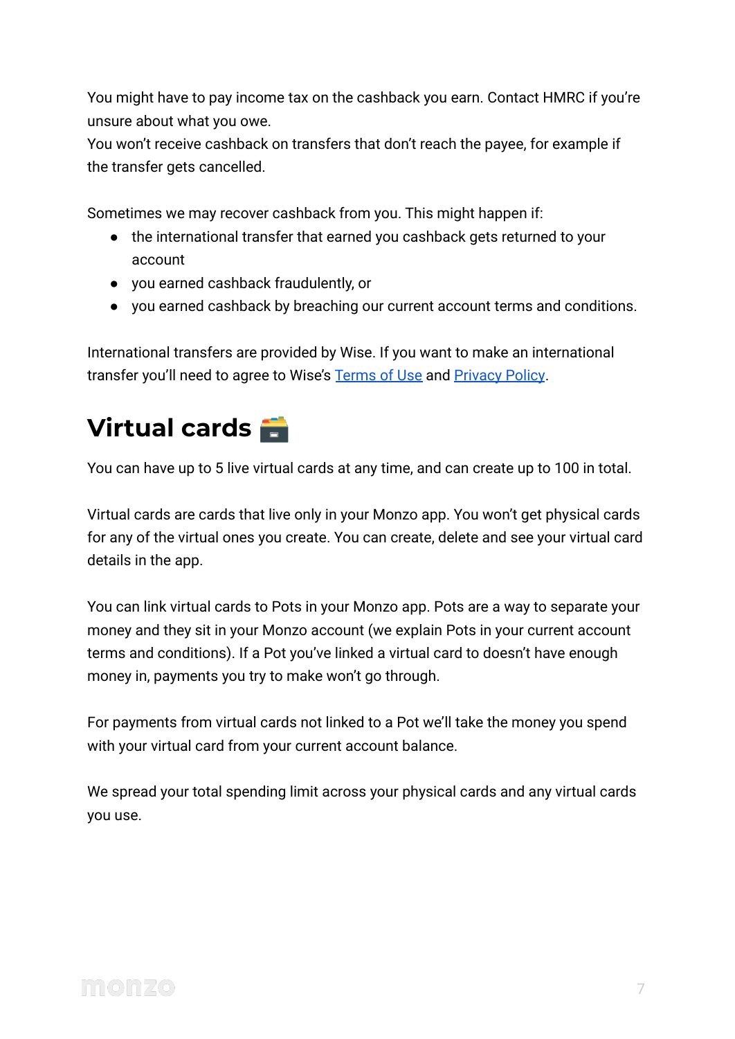You might have to pay income tax on the cashback you earn. Contact HMRC if you're unsure about what you owe.
You won't receive cashback on transfers that don't reach the payee, for example if the transfer gets cancelled.

Sometimes we may recover cashback from you. This might happen if:

- the international transfer that earned you cashback gets returned to your account
- you earned cashback fraudulently, or
- you earned cashback by breaching our current account terms and conditions.

International transfers are provided by Wise. If you want to make an international transfer you'll need to agree to Wise's Terms of Use and Privacy Policy.

# Virtual cards 🗃️

You can have up to 5 live virtual cards at any time, and can create up to 100 in total.

Virtual cards are cards that live only in your Monzo app. You won't get physical cards for any of the virtual ones you create. You can create, delete and see your virtual card details in the app.

You can link virtual cards to Pots in your Monzo app. Pots are a way to separate your money and they sit in your Monzo account (we explain Pots in your current account terms and conditions). If a Pot you've linked a virtual card to doesn't have enough money in, payments you try to make won't go through.

For payments from virtual cards not linked to a Pot we'll take the money you spend with your virtual card from your current account balance.

We spread your total spending limit across your physical cards and any virtual cards you use.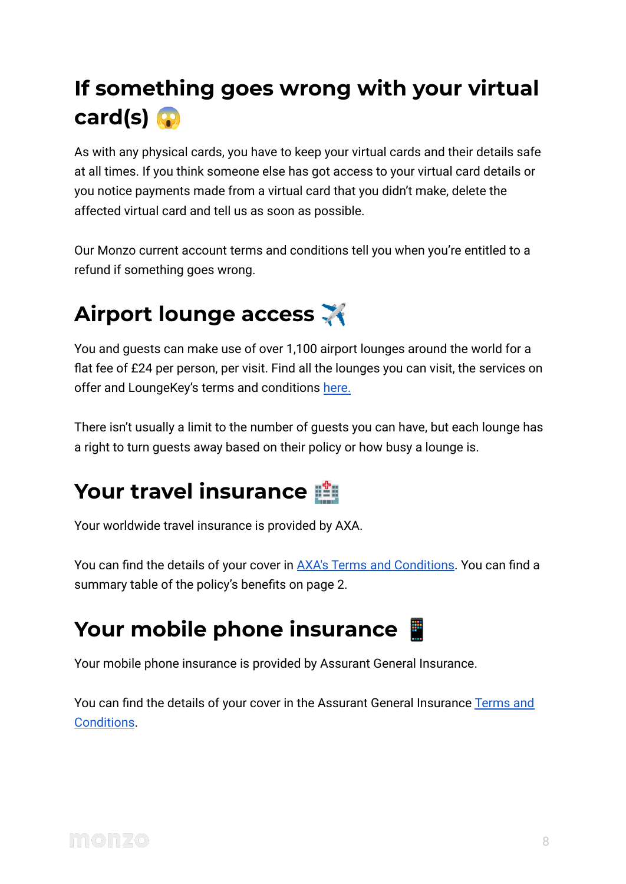## If something goes wrong with your virtual card(s) 😱

As with any physical cards, you have to keep your virtual cards and their details safe at all times. If you think someone else has got access to your virtual card details or you notice payments made from a virtual card that you didn't make, delete the affected virtual card and tell us as soon as possible.

Our Monzo current account terms and conditions tell you when you're entitled to a refund if something goes wrong.

## Airport lounge access ✈️

You and guests can make use of over 1,100 airport lounges around the world for a flat fee of £24 per person, per visit. Find all the lounges you can visit, the services on offer and LoungeKey's terms and conditions here.

There isn't usually a limit to the number of guests you can have, but each lounge has a right to turn guests away based on their policy or how busy a lounge is.

## Your travel insurance 🏥

Your worldwide travel insurance is provided by AXA.

You can find the details of your cover in AXA's Terms and Conditions. You can find a summary table of the policy's benefits on page 2.

## Your mobile phone insurance 📱

Your mobile phone insurance is provided by Assurant General Insurance.

You can find the details of your cover in the Assurant General Insurance Terms and Conditions.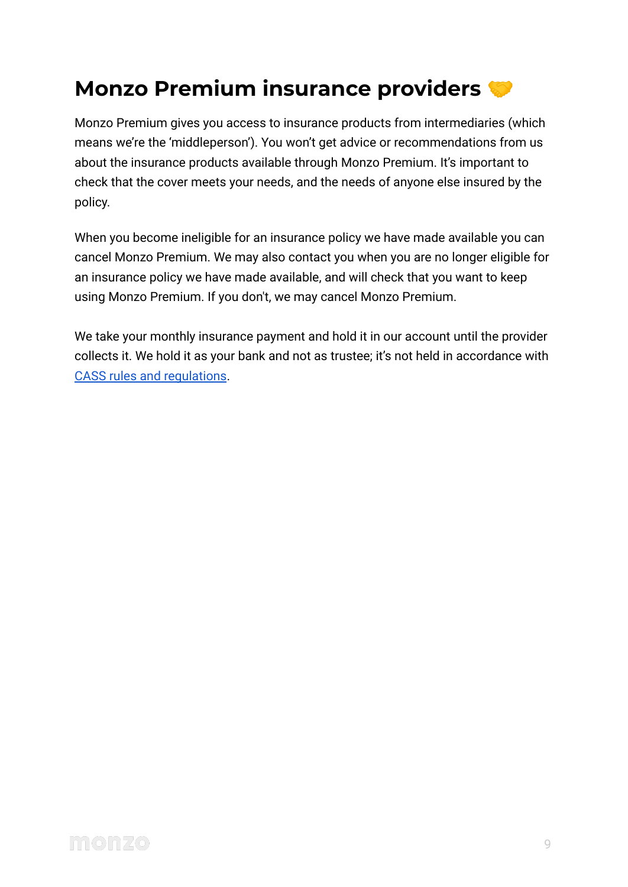# Monzo Premium insurance providers 🤝

Monzo Premium gives you access to insurance products from intermediaries (which means we're the 'middleperson'). You won't get advice or recommendations from us about the insurance products available through Monzo Premium. It's important to check that the cover meets your needs, and the needs of anyone else insured by the policy.

When you become ineligible for an insurance policy we have made available you can cancel Monzo Premium. We may also contact you when you are no longer eligible for an insurance policy we have made available, and will check that you want to keep using Monzo Premium. If you don't, we may cancel Monzo Premium.

We take your monthly insurance payment and hold it in our account until the provider collects it. We hold it as your bank and not as trustee; it's not held in accordance with [CASS rules and regulations](#).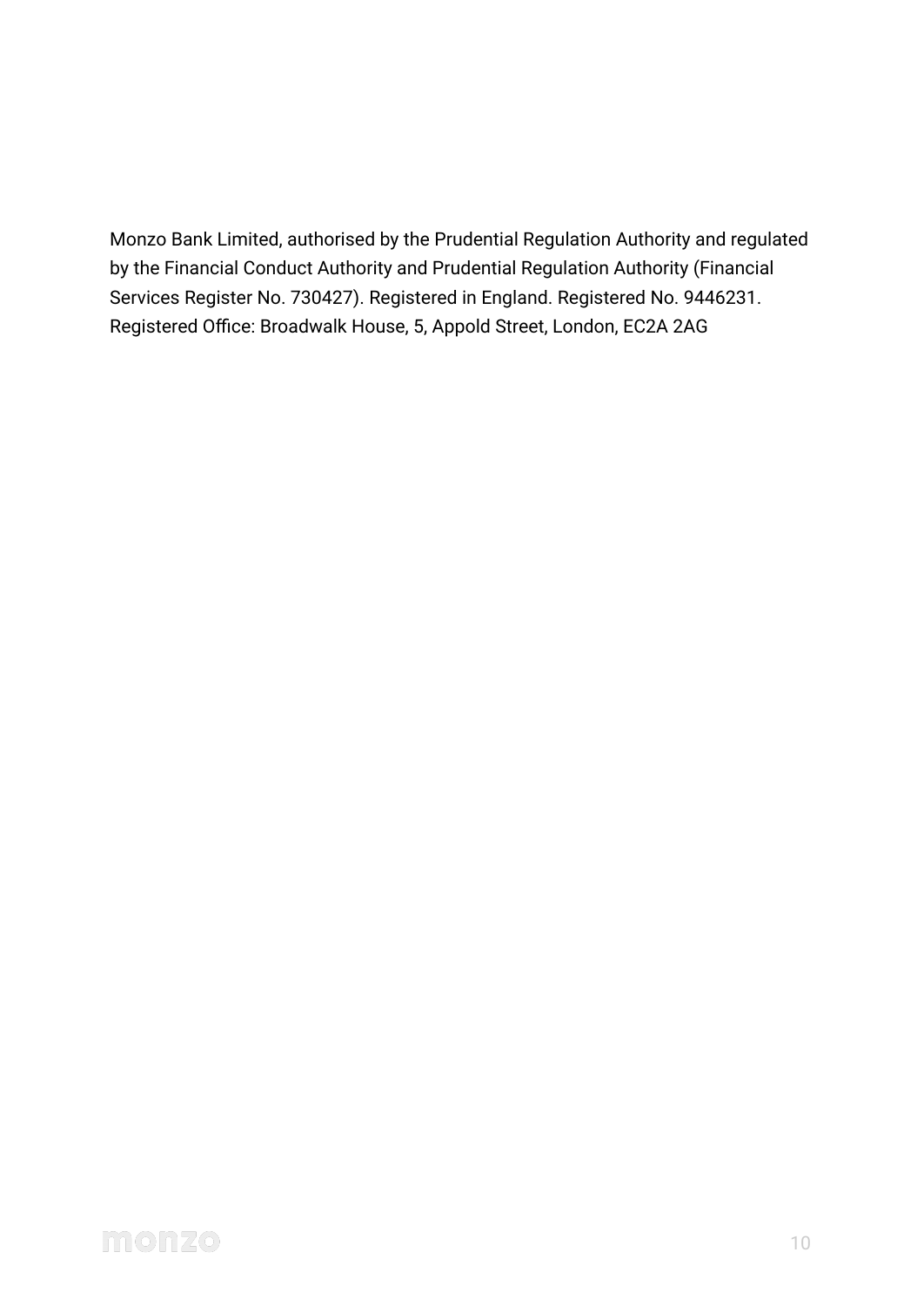Monzo Bank Limited, authorised by the Prudential Regulation Authority and regulated by the Financial Conduct Authority and Prudential Regulation Authority (Financial Services Register No. 730427). Registered in England. Registered No. 9446231. Registered Office: Broadwalk House, 5, Appold Street, London, EC2A 2AG